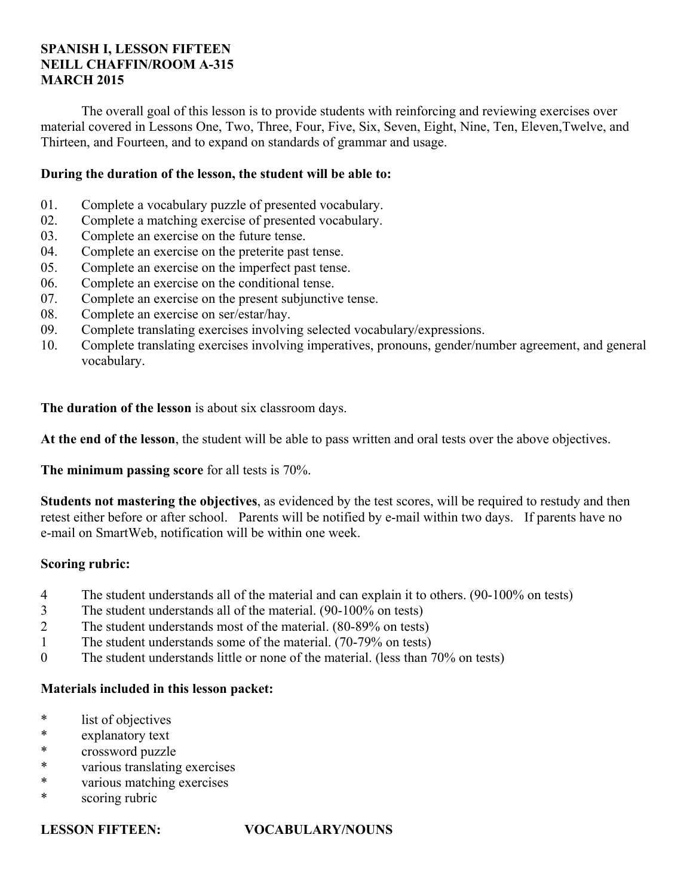**SPANISH I, LESSON FIFTEEN**
**NEILL CHAFFIN/ROOM A-315**
**MARCH 2015**

The overall goal of this lesson is to provide students with reinforcing and reviewing exercises over material covered in Lessons One, Two, Three, Four, Five, Six, Seven, Eight, Nine, Ten, Eleven,Twelve, and Thirteen, and Fourteen, and to expand on standards of grammar and usage.

**During the duration of the lesson, the student will be able to:**

01. Complete a vocabulary puzzle of presented vocabulary.
02. Complete a matching exercise of presented vocabulary.
03. Complete an exercise on the future tense.
04. Complete an exercise on the preterite past tense.
05. Complete an exercise on the imperfect past tense.
06. Complete an exercise on the conditional tense.
07. Complete an exercise on the present subjunctive tense.
08. Complete an exercise on ser/estar/hay.
09. Complete translating exercises involving selected vocabulary/expressions.
10. Complete translating exercises involving imperatives, pronouns, gender/number agreement, and general vocabulary.

**The duration of the lesson** is about six classroom days.

**At the end of the lesson**, the student will be able to pass written and oral tests over the above objectives.

**The minimum passing score** for all tests is 70%.

**Students not mastering the objectives**, as evidenced by the test scores, will be required to restudy and then retest either before or after school. Parents will be notified by e-mail within two days. If parents have no e-mail on SmartWeb, notification will be within one week.

**Scoring rubric:**

4 The student understands all of the material and can explain it to others. (90-100% on tests)
3 The student understands all of the material. (90-100% on tests)
2 The student understands most of the material. (80-89% on tests)
1 The student understands some of the material. (70-79% on tests)
0 The student understands little or none of the material. (less than 70% on tests)

**Materials included in this lesson packet:**

* list of objectives
* explanatory text
* crossword puzzle
* various translating exercises
* various matching exercises
* scoring rubric

**LESSON FIFTEEN: VOCABULARY/NOUNS**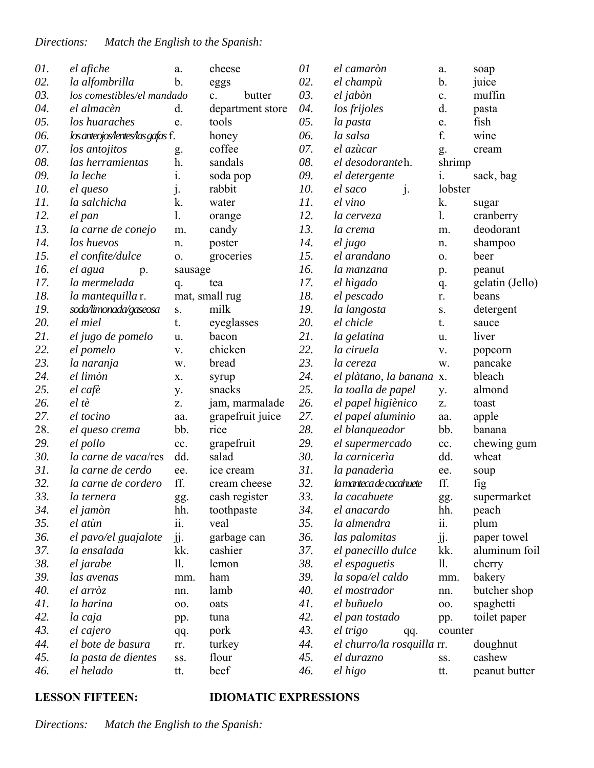*Directions: Match the English to the Spanish:*

| | | | | | | | |
|---|---|---|---|---|---|---|---|
| *01.* | *el afiche* | a. | cheese | *01* | *el camaròn* | a. | soap |
| *02.* | *la alfombrilla* | b. | eggs | *02.* | *el champù* | b. | juice |
| *03.* | *los comestibles/el mandado* | c. | butter | *03.* | *el jabòn* | c. | muffin |
| *04.* | *el almacèn* | d. | department store | *04.* | *los frijoles* | d. | pasta |
| *05.* | *los huaraches* | e. | tools | *05.* | *la pasta* | e. | fish |
| *06.* | *los anteojos/lentes/las gafas* | f. | honey | *06.* | *la salsa* | f. | wine |
| *07.* | *los antojitos* | g. | coffee | *07.* | *el azùcar* | g. | cream |
| *08.* | *las herramientas* | h. | sandals | *08.* | *el desodorante* | h. | shrimp |
| *09.* | *la leche* | i. | soda pop | *09.* | *el detergente* | i. | sack, bag |
| *10.* | *el queso* | j. | rabbit | *10.* | *el saco* | j. | lobster |
| *11.* | *la salchicha* | k. | water | *11.* | *el vino* | k. | sugar |
| *12.* | *el pan* | l. | orange | *12.* | *la cerveza* | l. | cranberry |
| *13.* | *la carne de conejo* | m. | candy | *13.* | *la crema* | m. | deodorant |
| *14.* | *los huevos* | n. | poster | *14.* | *el jugo* | n. | shampoo |
| *15.* | *el confite/dulce* | o. | groceries | *15.* | *el arandano* | o. | beer |
| *16.* | *el agua* | p. | sausage | *16.* | *la manzana* | p. | peanut |
| *17.* | *la mermelada* | q. | tea | *17.* | *el hìgado* | q. | gelatin (Jello) |
| *18.* | *la mantequilla* | r. | mat, small rug | *18.* | *el pescado* | r. | beans |
| *19.* | *soda/limonada/gaseosa* | s. | milk | *19.* | *la langosta* | s. | detergent |
| *20.* | *el miel* | t. | eyeglasses | *20.* | *el chicle* | t. | sauce |
| *21.* | *el jugo de pomelo* | u. | bacon | *21.* | *la gelatina* | u. | liver |
| *22.* | *el pomelo* | v. | chicken | *22.* | *la ciruela* | v. | popcorn |
| *23.* | *la naranja* | w. | bread | *23.* | *la cereza* | w. | pancake |
| *24.* | *el limòn* | x. | syrup | *24.* | *el plàtano, la banana* | x. | bleach |
| *25.* | *el cafè* | y. | snacks | *25.* | *la toalla de papel* | y. | almond |
| *26.* | *el tè* | z. | jam, marmalade | *26.* | *el papel higiènico* | z. | toast |
| *27.* | *el tocino* | aa. | grapefruit juice | *27.* | *el papel aluminio* | aa. | apple |
| 28. | *el queso crema* | bb. | rice | *28.* | *el blanqueador* | bb. | banana |
| *29.* | *el pollo* | cc. | grapefruit | *29.* | *el supermercado* | cc. | chewing gum |
| *30.* | *la carne de vaca/res* | dd. | salad | *30.* | *la carnicerìa* | dd. | wheat |
| *31.* | *la carne de cerdo* | ee. | ice cream | *31.* | *la panaderìa* | ee. | soup |
| *32.* | *la carne de cordero* | ff. | cream cheese | *32.* | *la manteca de cacahuete* | ff. | fig |
| *33.* | *la ternera* | gg. | cash register | *33.* | *la cacahuete* | gg. | supermarket |
| *34.* | *el jamòn* | hh. | toothpaste | *34.* | *el anacardo* | hh. | peach |
| *35.* | *el atùn* | ii. | veal | *35.* | *la almendra* | ii. | plum |
| *36.* | *el pavo/el guajalote* | jj. | garbage can | *36.* | *las palomitas* | jj. | paper towel |
| *37.* | *la ensalada* | kk. | cashier | *37.* | *el panecillo dulce* | kk. | aluminum foil |
| *38.* | *el jarabe* | ll. | lemon | *38.* | *el espaguetis* | ll. | cherry |
| *39.* | *las avenas* | mm. | ham | *39.* | *la sopa/el caldo* | mm. | bakery |
| *40.* | *el arròz* | nn. | lamb | *40.* | *el mostrador* | nn. | butcher shop |
| *41.* | *la harina* | oo. | oats | *41.* | *el buñuelo* | oo. | spaghetti |
| *42.* | *la caja* | pp. | tuna | *42.* | *el pan tostado* | pp. | toilet paper |
| *43.* | *el cajero* | qq. | pork | *43.* | *el trigo* | qq. | counter |
| *44.* | *el bote de basura* | rr. | turkey | *44.* | *el churro/la rosquilla* | rr. | doughnut |
| *45.* | *la pasta de dientes* | ss. | flour | *45.* | *el durazno* | ss. | cashew |
| *46.* | *el helado* | tt. | beef | *46.* | *el higo* | tt. | peanut butter |

**LESSON FIFTEEN: IDIOMATIC EXPRESSIONS**

*Directions: Match the English to the Spanish:*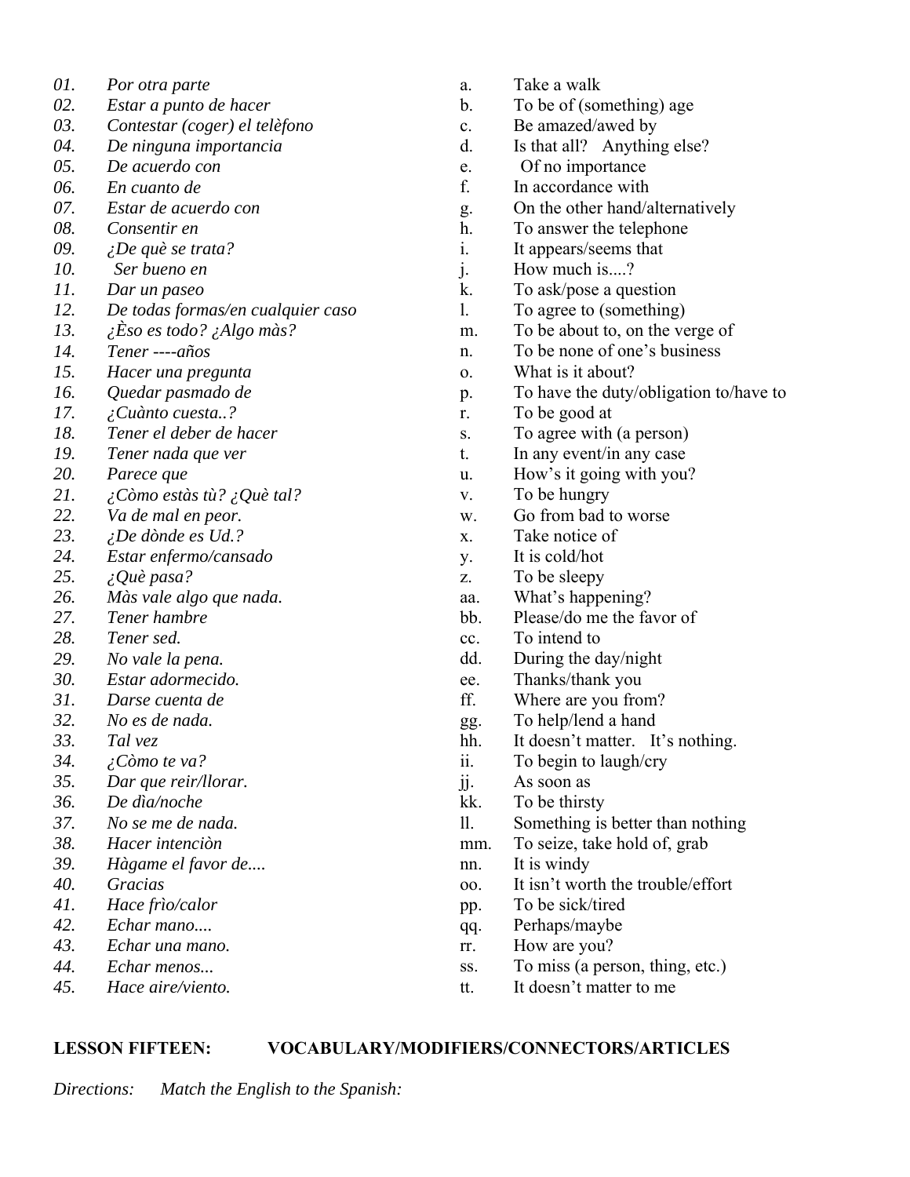| | | | |
|---|---|---|---|
| *01.* | *Por otra parte* | a. | Take a walk |
| *02.* | *Estar a punto de hacer* | b. | To be of (something) age |
| *03.* | *Contestar (coger) el telèfono* | c. | Be amazed/awed by |
| *04.* | *De ninguna importancia* | d. | Is that all? Anything else? |
| *05.* | *De acuerdo con* | e. | Of no importance |
| *06.* | *En cuanto de* | f. | In accordance with |
| *07.* | *Estar de acuerdo con* | g. | On the other hand/alternatively |
| *08.* | *Consentir en* | h. | To answer the telephone |
| *09.* | *¿De què se trata?* | i. | It appears/seems that |
| *10.* | *Ser bueno en* | j. | How much is....? |
| *11.* | *Dar un paseo* | k. | To ask/pose a question |
| *12.* | *De todas formas/en cualquier caso* | l. | To agree to (something) |
| *13.* | *¿Èso es todo? ¿Algo màs?* | m. | To be about to, on the verge of |
| *14.* | *Tener ----años* | n. | To be none of one's business |
| *15.* | *Hacer una pregunta* | o. | What is it about? |
| *16.* | *Quedar pasmado de* | p. | To have the duty/obligation to/have to |
| *17.* | *¿Cuànto cuesta..?* | r. | To be good at |
| *18.* | *Tener el deber de hacer* | s. | To agree with (a person) |
| *19.* | *Tener nada que ver* | t. | In any event/in any case |
| *20.* | *Parece que* | u. | How's it going with you? |
| *21.* | *¿Còmo estàs tù? ¿Què tal?* | v. | To be hungry |
| *22.* | *Va de mal en peor.* | w. | Go from bad to worse |
| *23.* | *¿De dònde es Ud.?* | x. | Take notice of |
| *24.* | *Estar enfermo/cansado* | y. | It is cold/hot |
| *25.* | *¿Què pasa?* | z. | To be sleepy |
| *26.* | *Màs vale algo que nada.* | aa. | What's happening? |
| *27.* | *Tener hambre* | bb. | Please/do me the favor of |
| *28.* | *Tener sed.* | cc. | To intend to |
| *29.* | *No vale la pena.* | dd. | During the day/night |
| *30.* | *Estar adormecido.* | ee. | Thanks/thank you |
| *31.* | *Darse cuenta de* | ff. | Where are you from? |
| *32.* | *No es de nada.* | gg. | To help/lend a hand |
| *33.* | *Tal vez* | hh. | It doesn't matter. It's nothing. |
| *34.* | *¿Còmo te va?* | ii. | To begin to laugh/cry |
| *35.* | *Dar que reir/llorar.* | jj. | As soon as |
| *36.* | *De dìa/noche* | kk. | To be thirsty |
| *37.* | *No se me de nada.* | ll. | Something is better than nothing |
| *38.* | *Hacer intenciòn* | mm. | To seize, take hold of, grab |
| *39.* | *Hàgame el favor de....* | nn. | It is windy |
| *40.* | *Gracias* | oo. | It isn't worth the trouble/effort |
| *41.* | *Hace frìo/calor* | pp. | To be sick/tired |
| *42.* | *Echar mano....* | qq. | Perhaps/maybe |
| *43.* | *Echar una mano.* | rr. | How are you? |
| *44.* | *Echar menos...* | ss. | To miss (a person, thing, etc.) |
| *45.* | *Hace aire/viento.* | tt. | It doesn't matter to me |

**LESSON FIFTEEN: VOCABULARY/MODIFIERS/CONNECTORS/ARTICLES**

*Directions: Match the English to the Spanish:*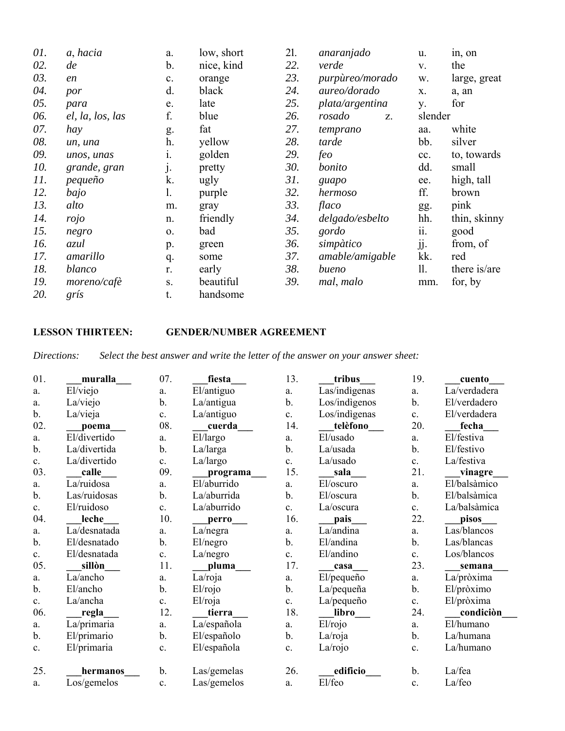| | | | | | | | |
|---|---|---|---|---|---|---|---|
| *01.* | *a, hacia* | a. | low, short | 2l. | *anaranjado* | u. | in, on |
| *02.* | *de* | b. | nice, kind | *22.* | *verde* | v. | the |
| *03.* | *en* | c. | orange | *23.* | *purpùreo/morado* | w. | large, great |
| *04.* | *por* | d. | black | *24.* | *aureo/dorado* | x. | a, an |
| *05.* | *para* | e. | late | *25.* | *plata/argentina* | y. | for |
| *06.* | *el, la, los, las* | f. | blue | *26.* | *rosado* | z. | slender |
| *07.* | *hay* | g. | fat | *27.* | *temprano* | aa. | white |
| *08.* | *un, una* | h. | yellow | *28.* | *tarde* | bb. | silver |
| *09.* | *unos, unas* | i. | golden | *29.* | *feo* | cc. | to, towards |
| *10.* | *grande, gran* | j. | pretty | *30.* | *bonito* | dd. | small |
| *11.* | *pequeño* | k. | ugly | *31.* | *guapo* | ee. | high, tall |
| *12.* | *bajo* | l. | purple | *32.* | *hermoso* | ff. | brown |
| *13.* | *alto* | m. | gray | *33.* | *flaco* | gg. | pink |
| *14.* | *rojo* | n. | friendly | *34.* | *delgado/esbelto* | hh. | thin, skinny |
| *15.* | *negro* | o. | bad | *35.* | *gordo* | ii. | good |
| *16.* | *azul* | p. | green | *36.* | *simpàtico* | jj. | from, of |
| *17.* | *amarillo* | q. | some | *37.* | *amable/amigable* | kk. | red |
| *18.* | *blanco* | r. | early | *38.* | *bueno* | ll. | there is/are |
| *19.* | *moreno/cafè* | s. | beautiful | *39.* | *mal, malo* | mm. | for, by |
| *20.* | *grís* | t. | handsome | | | | |

**LESSON THIRTEEN: GENDER/NUMBER AGREEMENT**

*Directions: Select the best answer and write the letter of the answer on your answer sheet:*

01. ___**muralla**___
a. El/viejo
a. La/viejo
b. La/vieja

02. ___**poema**___
a. El/divertido
b. La/divertida
c. La/divertido

03. ___**calle**___
a. La/ruidosa
b. Las/ruidosas
c. El/ruidoso

04. ___**leche**___
a. La/desnatada
b. El/desnatado
c. El/desnatada

05. ___**sillòn**___
a. La/ancho
b. El/ancho
c. La/ancha

06. ___**regla**___
a. La/primaria
b. El/primario
c. El/primaria

07. ___**fiesta**___
a. El/antiguo
b. La/antigua
c. La/antiguo

08. ___**cuerda**___
a. El/largo
b. La/larga
c. La/largo

09. ___**programa**___
a. El/aburrido
b. La/aburrida
c. La/aburrido

10. ___**perro**___
a. La/negra
b. El/negro
c. La/negro

11. ___**pluma**___
a. La/roja
b. El/rojo
c. El/roja

12. ___**tierra**___
a. La/española
b. El/españolo
c. El/española

13. ___**tribus**___
a. Las/indìgenas
b. Los/indìgenos
c. Los/indìgenas

14. ___**telèfono**___
a. El/usado
b. La/usada
c. La/usado

15. ___**sala**___
a. El/oscuro
b. El/oscura
c. La/oscura

16. ___**pais**___
a. La/andina
b. El/andina
c. El/andino

17. ___**casa**___
a. El/pequeño
b. La/pequeña
c. La/pequeño

18. ___**libro**___
a. El/rojo
b. La/roja
c. La/rojo

19. ___**cuento**___
a. La/verdadera
b. El/verdadero
c. El/verdadera

20. ___**fecha**___
a. El/festiva
b. El/festivo
c. La/festiva

21. ___**vinagre**___
a. El/balsàmico
b. El/balsàmica
c. La/balsàmica

22. ___**pisos**___
a. Las/blancos
b. Las/blancas
c. Los/blancos

23. ___**semana**___
a. La/pròxima
b. El/pròximo
c. El/pròxima

24. ___**condiciòn**___
a. El/humano
b. La/humana
c. La/humano

25. ___**hermanos**___
a. Los/gemelos
b. Las/gemelas
c. Las/gemelos

26. ___**edificio**___
a. El/feo
b. La/fea
c. La/feo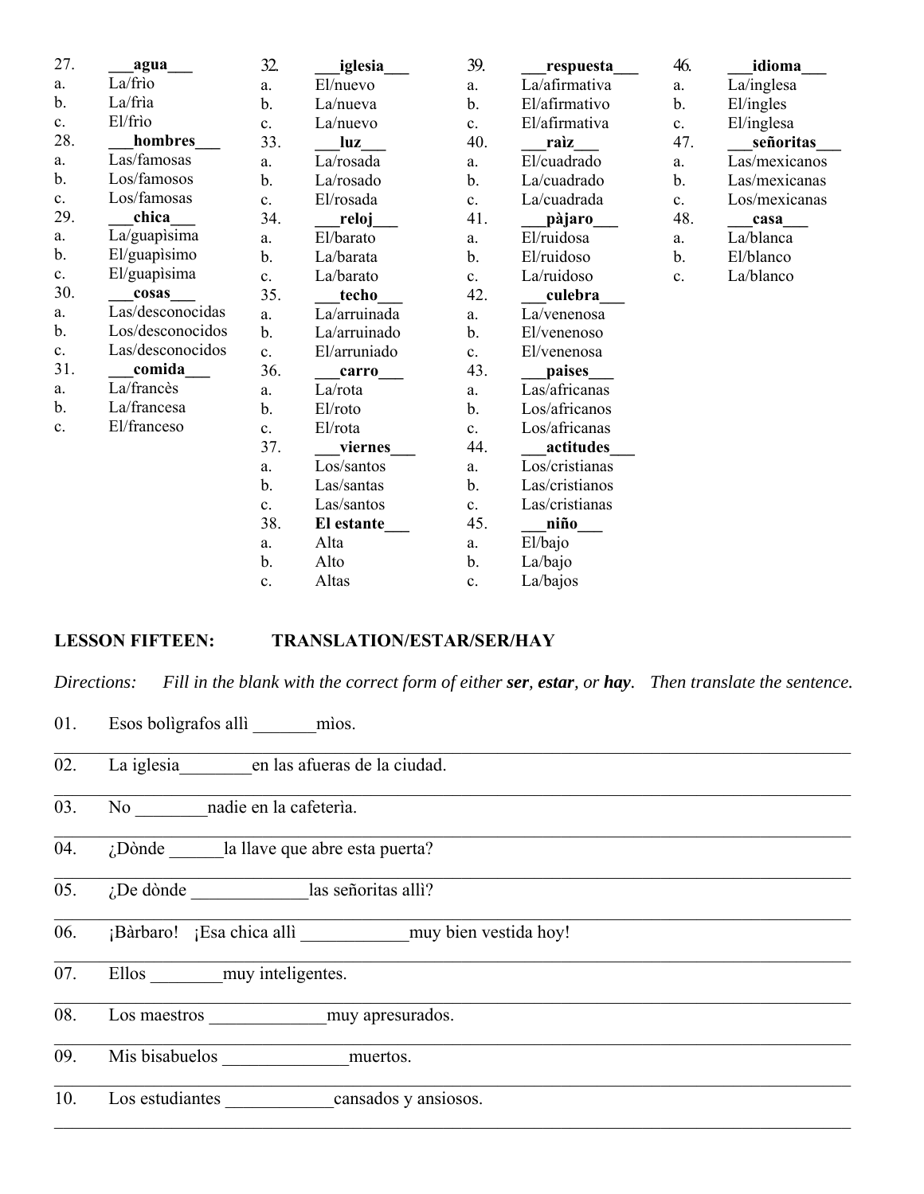27. **___agua___**
a. La/frìo
b. La/frìa
c. El/frìo

28. **___hombres___**
a. Las/famosas
b. Los/famosos
c. Los/famosas

29. **___chica___**
a. La/guapìsima
b. El/guapìsimo
c. El/guapìsima

30. **___cosas___**
a. Las/desconocidas
b. Los/desconocidos
c. Las/desconocidos

31. **___comida___**
a. La/francès
b. La/francesa
c. El/franceso

32. **___iglesia___**
a. El/nuevo
b. La/nueva
c. La/nuevo

33. **___luz___**
a. La/rosada
b. La/rosado
c. El/rosada

34. **___reloj___**
a. El/barato
b. La/barata
c. La/barato

35. **___techo___**
a. La/arruinada
b. La/arruinado
c. El/arruniado

36. **___carro___**
a. La/rota
b. El/roto
c. El/rota

37. **___viernes___**
a. Los/santos
b. Las/santas
c. Las/santos

38. **El estante___**
a. Alta
b. Alto
c. Altas

39. **___respuesta___**
a. La/afirmativa
b. El/afirmativo
c. El/afirmativa

40. **___raìz___**
a. El/cuadrado
b. La/cuadrado
c. La/cuadrada

41. **___pàjaro___**
a. El/ruidosa
b. El/ruidoso
c. La/ruidoso

42. **___culebra___**
a. La/venenosa
b. El/venenoso
c. El/venenosa

43. **___paises___**
a. Las/africanas
b. Los/africanos
c. Los/africanas

44. **___actitudes___**
a. Los/cristianas
b. Las/cristianos
c. Las/cristianas

45. **___niño___**
a. El/bajo
b. La/bajo
c. La/bajos

46. **___idioma___**
a. La/inglesa
b. El/ingles
c. El/inglesa

47. **___señoritas___**
a. Las/mexicanos
b. Las/mexicanas
c. Los/mexicanas

48. **___casa___**
a. La/blanca
b. El/blanco
c. La/blanco

## LESSON FIFTEEN: TRANSLATION/ESTAR/SER/HAY

*Directions: Fill in the blank with the correct form of either **ser**, **estar**, or **hay**. Then translate the sentence.*

01. Esos bolìgrafos allì _______mìos.
_______________________________________________

02. La iglesia________en las afueras de la ciudad.
_______________________________________________

03. No ________nadie en la cafeterìa.
_______________________________________________

04. ¿Dònde ______la llave que abre esta puerta?
_______________________________________________

05. ¿De dònde _____________las señoritas allì?
_______________________________________________

06. ¡Bàrbaro! ¡Esa chica allì ____________muy bien vestida hoy!
_______________________________________________

07. Ellos ________muy inteligentes.
_______________________________________________

08. Los maestros _____________muy apresurados.
_______________________________________________

09. Mis bisabuelos ______________muertos.
_______________________________________________

10. Los estudiantes ____________cansados y ansiosos.
_______________________________________________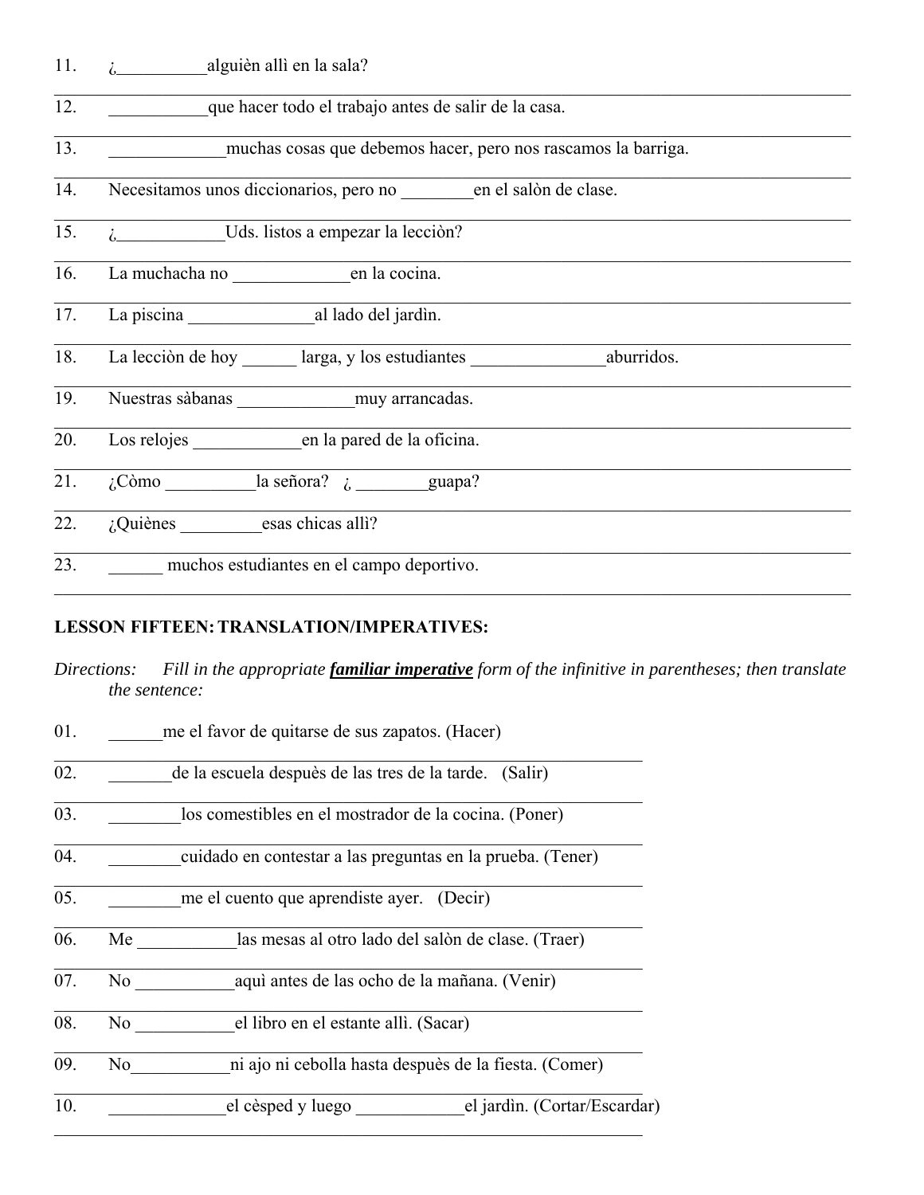11. ¿__________alguièn allì en la sala?

12. ___________que hacer todo el trabajo antes de salir de la casa.

13. _____________muchas cosas que debemos hacer, pero nos rascamos la barriga.

14. Necesitamos unos diccionarios, pero no ________en el salòn de clase.

15. ¿____________Uds. listos a empezar la lecciòn?

16. La muchacha no _____________en la cocina.

17. La piscina ______________al lado del jardìn.

18. La lecciòn de hoy ______ larga, y los estudiantes _______________aburridos.

19. Nuestras sàbanas _____________muy arrancadas.

20. Los relojes ____________en la pared de la oficina.

21. ¿Còmo __________la señora? ¿ ________guapa?

22. ¿Quiènes _________esas chicas allì?

23. ______ muchos estudiantes en el campo deportivo.

## LESSON FIFTEEN: TRANSLATION/IMPERATIVES:

*Directions: Fill in the appropriate **familiar imperative** form of the infinitive in parentheses; then translate the sentence:*

01. ______me el favor de quitarse de sus zapatos. (Hacer)

02. _______de la escuela despuès de las tres de la tarde. (Salir)

03. ________los comestibles en el mostrador de la cocina. (Poner)

04. ________cuidado en contestar a las preguntas en la prueba. (Tener)

05. ________me el cuento que aprendiste ayer. (Decir)

06. Me ___________las mesas al otro lado del salòn de clase. (Traer)

07. No ___________aquì antes de las ocho de la mañana. (Venir)

08. No ___________el libro en el estante allì. (Sacar)

09. No___________ni ajo ni cebolla hasta despuès de la fiesta. (Comer)

10. _____________el cèsped y luego ____________el jardìn. (Cortar/Escardar)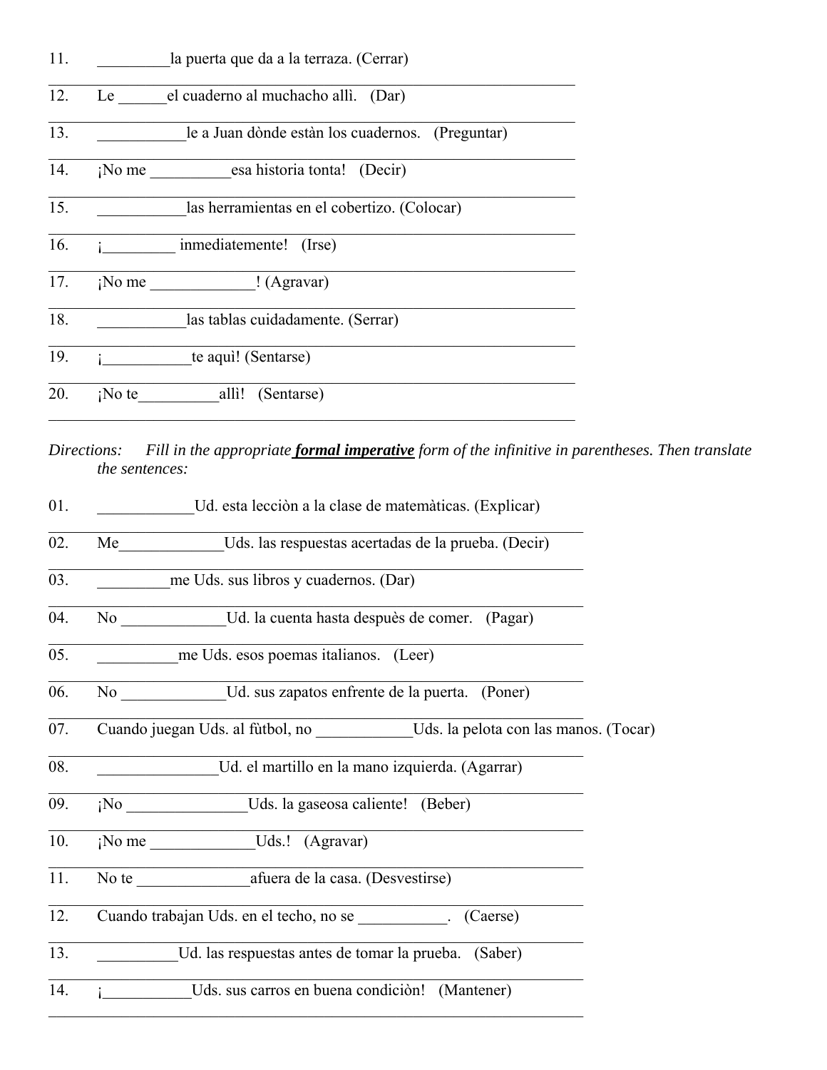11. _________la puerta que da a la terraza. (Cerrar)

12. Le ______el cuaderno al muchacho allì. (Dar)

13. ___________le a Juan dònde estàn los cuadernos. (Preguntar)

14. ¡No me __________esa historia tonta! (Decir)

15. ___________las herramientas en el cobertizo. (Colocar)

16. ¡_________ inmediatemente! (Irse)

17. ¡No me _____________! (Agravar)

18. ___________las tablas cuidadamente. (Serrar)

19. ¡___________te aquì! (Sentarse)

20. ¡No te__________allì! (Sentarse)

*Directions: Fill in the appropriate* ***formal imperative*** *form of the infinitive in parentheses. Then translate the sentences:*

01. ____________Ud. esta lecciòn a la clase de matemàticas. (Explicar)

02. Me_____________Uds. las respuestas acertadas de la prueba. (Decir)

03. _________me Uds. sus libros y cuadernos. (Dar)

04. No _____________Ud. la cuenta hasta despuès de comer. (Pagar)

05. __________me Uds. esos poemas italianos. (Leer)

06. No _____________Ud. sus zapatos enfrente de la puerta. (Poner)

07. Cuando juegan Uds. al fùtbol, no ____________Uds. la pelota con las manos. (Tocar)

08. _______________Ud. el martillo en la mano izquierda. (Agarrar)

09. ¡No _______________Uds. la gaseosa caliente! (Beber)

10. ¡No me _____________Uds.! (Agravar)

11. No te ______________afuera de la casa. (Desvestirse)

12. Cuando trabajan Uds. en el techo, no se ___________. (Caerse)

13. __________Ud. las respuestas antes de tomar la prueba. (Saber)

14. ¡___________Uds. sus carros en buena condiciòn! (Mantener)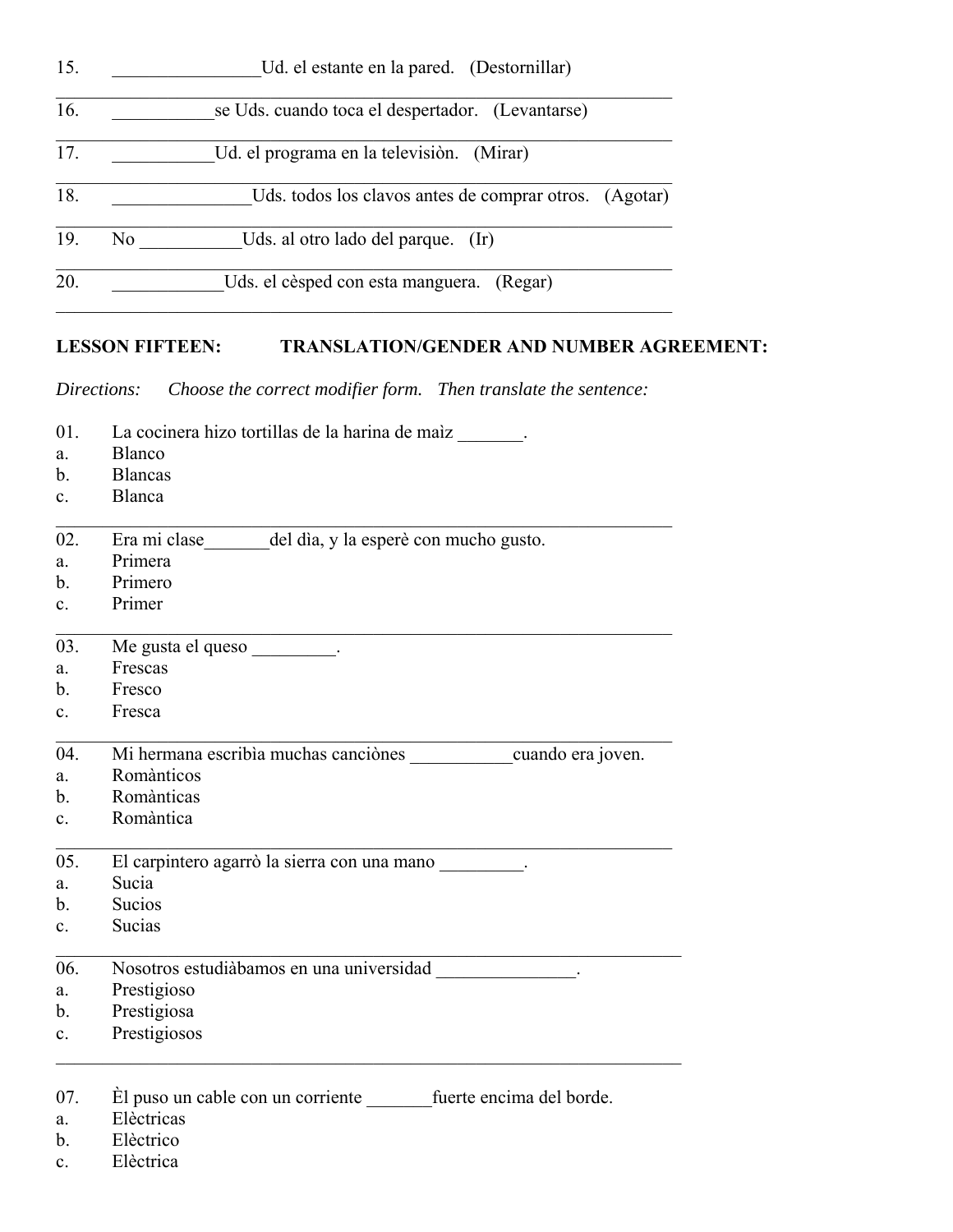15. ________________Ud. el estante en la pared. (Destornillar)

16. ___________se Uds. cuando toca el despertador. (Levantarse)

17. ___________Ud. el programa en la televisiòn. (Mirar)

18. _______________Uds. todos los clavos antes de comprar otros. (Agotar)

19. No ___________Uds. al otro lado del parque. (Ir)

20. ____________Uds. el cèsped con esta manguera. (Regar)

**LESSON FIFTEEN: TRANSLATION/GENDER AND NUMBER AGREEMENT:**

*Directions: Choose the correct modifier form. Then translate the sentence:*

01. La cocinera hizo tortillas de la harina de maìz _______.
a. Blanco
b. Blancas
c. Blanca

02. Era mi clase_______del dìa, y la esperè con mucho gusto.
a. Primera
b. Primero
c. Primer

03. Me gusta el queso _________.
a. Frescas
b. Fresco
c. Fresca

04. Mi hermana escribìa muchas cancìones ___________cuando era joven.
a. Romànticos
b. Romànticas
c. Romàntica

05. El carpintero agarrò la sierra con una mano _________.
a. Sucia
b. Sucios
c. Sucias

06. Nosotros estudiàbamos en una universidad _______________.
a. Prestigioso
b. Prestigiosa
c. Prestigiosos

07. Èl puso un cable con un corriente _______fuerte encima del borde.
a. Elèctricas
b. Elèctrico
c. Elèctrica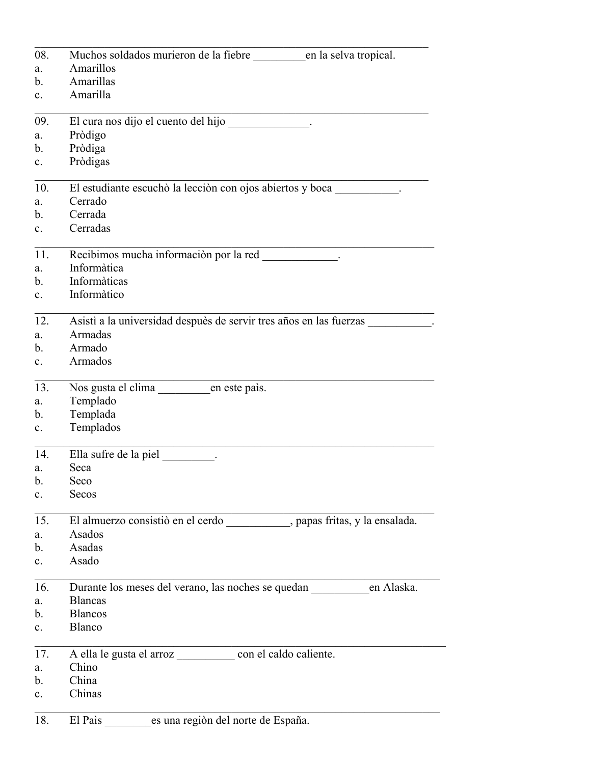---

08. Muchos soldados murieron de la fiebre _________en la selva tropical.
a. Amarillos
b. Amarillas
c. Amarilla

---

09. El cura nos dijo el cuento del hijo ______________.
a. Pròdigo
b. Pròdiga
c. Pròdigas

---

10. El estudiante escuchò la lecciòn con ojos abiertos y boca ___________.
a. Cerrado
b. Cerrada
c. Cerradas

---

11. Recibimos mucha informaciòn por la red _____________.
a. Informàtica
b. Informàticas
c. Informàtico

---

12. Asistì a la universidad despuès de servir tres años en las fuerzas ___________.
a. Armadas
b. Armado
c. Armados

---

13. Nos gusta el clima _________en este paìs.
a. Templado
b. Templada
c. Templados

---

14. Ella sufre de la piel _________.
a. Seca
b. Seco
c. Secos

---

15. El almuerzo consistiò en el cerdo ___________, papas fritas, y la ensalada.
a. Asados
b. Asadas
c. Asado

---

16. Durante los meses del verano, las noches se quedan __________en Alaska.
a. Blancas
b. Blancos
c. Blanco

---

17. A ella le gusta el arroz __________ con el caldo caliente.
a. Chino
b. China
c. Chinas

---

18. El Paìs ________es una regiòn del norte de España.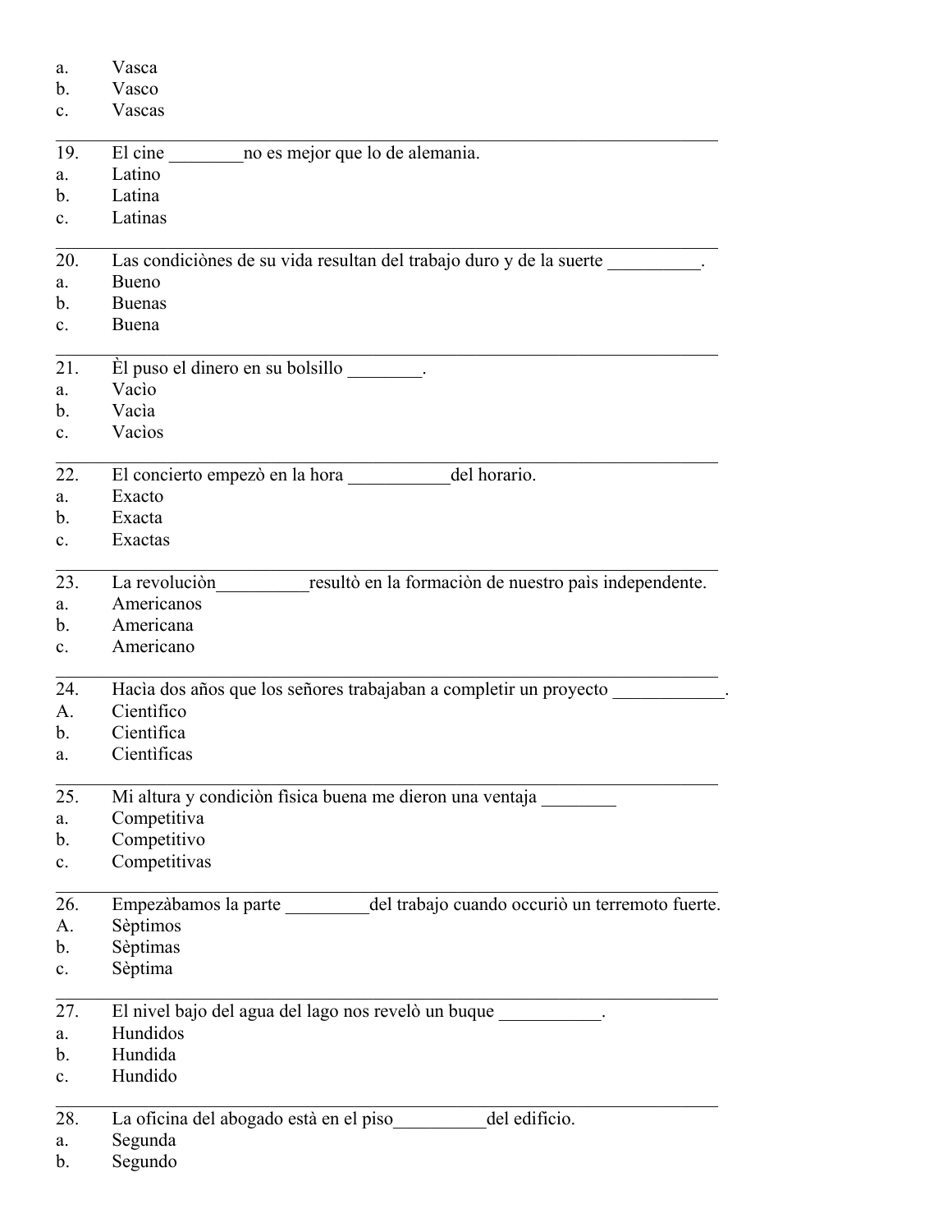a. Vasca
b. Vasco
c. Vascas

---

19. El cine ________no es mejor que lo de alemania.
a. Latino
b. Latina
c. Latinas

---

20. Las condiciònes de su vida resultan del trabajo duro y de la suerte __________.
a. Bueno
b. Buenas
c. Buena

---

21. Èl puso el dinero en su bolsillo ________.
a. Vacìo
b. Vacìa
c. Vacìos

---

22. El concierto empezò en la hora ___________del horario.
a. Exacto
b. Exacta
c. Exactas

---

23. La revoluciòn__________resultò en la formaciòn de nuestro paìs independente.
a. Americanos
b. Americana
c. Americano

---

24. Hacìa dos años que los señores trabajaban a completir un proyecto ____________.
A. Cientìfico
b. Cientìfica
a. Cientìficas

---

25. Mi altura y condiciòn fisica buena me dieron una ventaja ________
a. Competitiva
b. Competitivo
c. Competitivas

---

26. Empezàbamos la parte _________del trabajo cuando occuriò un terremoto fuerte.
A. Sèptimos
b. Sèptimas
c. Sèptima

---

27. El nivel bajo del agua del lago nos revelò un buque ___________.
a. Hundidos
b. Hundida
c. Hundido

---

28. La oficina del abogado està en el piso__________del edificio.
a. Segunda
b. Segundo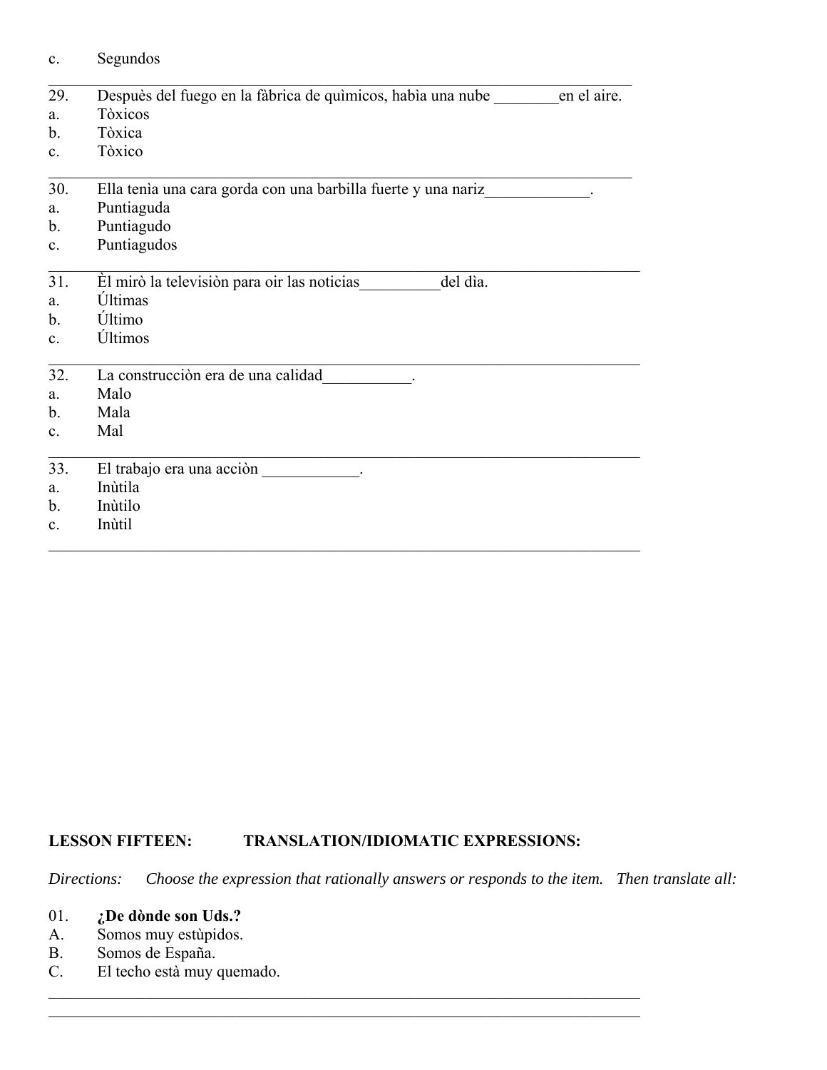c. Segundos

---

29. Despuès del fuego en la fàbrica de quìmicos, habìa una nube ________en el aire.
a. Tòxicos
b. Tòxica
c. Tòxico

---

30. Ella tenìa una cara gorda con una barbilla fuerte y una nariz_____________.
a. Puntiaguda
b. Puntiagudo
c. Puntiagudos

---

31. Èl mirò la televisiòn para oir las noticias__________del dìa.
a. Últimas
b. Último
c. Últimos

---

32. La construcciòn era de una calidad___________.
a. Malo
b. Mala
c. Mal

---

33. El trabajo era una acciòn ____________.
a. Inùtila
b. Inùtilo
c. Inùtil

---

**LESSON FIFTEEN: TRANSLATION/IDIOMATIC EXPRESSIONS:**

*Directions: Choose the expression that rationally answers or responds to the item. Then translate all:*

01. **¿De dònde son Uds.?**
A. Somos muy estùpidos.
B. Somos de España.
C. El techo està muy quemado.

---

---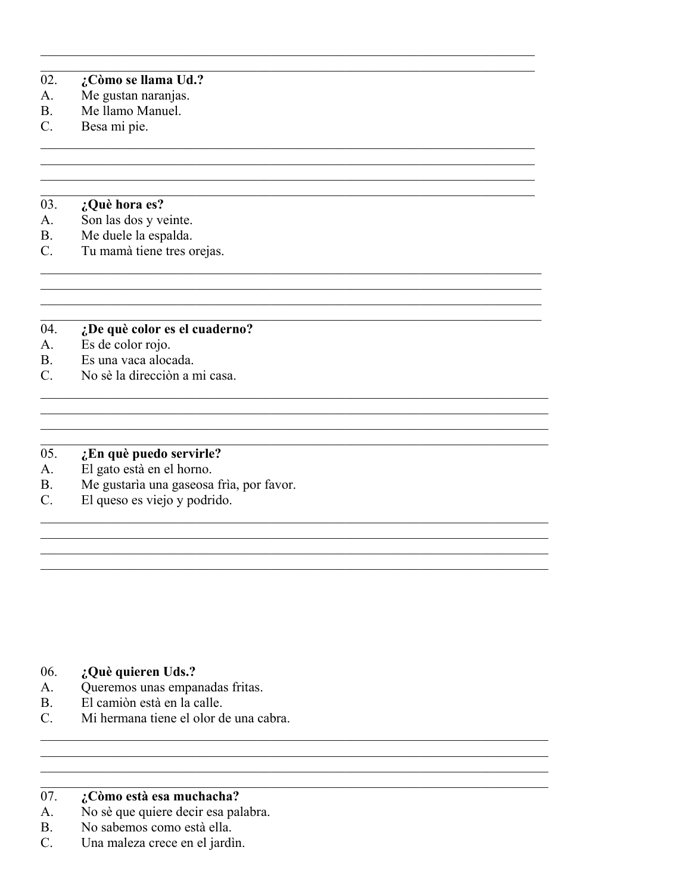**02. ¿Còmo se llama Ud.?**

A. Me gustan naranjas.
B. Me llamo Manuel.
C. Besa mi pie.

**03. ¿Què hora es?**

A. Son las dos y veinte.
B. Me duele la espalda.
C. Tu mamà tiene tres orejas.

**04. ¿De què color es el cuaderno?**

A. Es de color rojo.
B. Es una vaca alocada.
C. No sè la direcciòn a mi casa.

**05. ¿En què puedo servirle?**

A. El gato està en el horno.
B. Me gustarìa una gaseosa frìa, por favor.
C. El queso es viejo y podrido.

**06. ¿Què quieren Uds.?**

A. Queremos unas empanadas fritas.
B. El camiòn està en la calle.
C. Mi hermana tiene el olor de una cabra.

**07. ¿Còmo està esa muchacha?**

A. No sè que quiere decir esa palabra.
B. No sabemos como està ella.
C. Una maleza crece en el jardìn.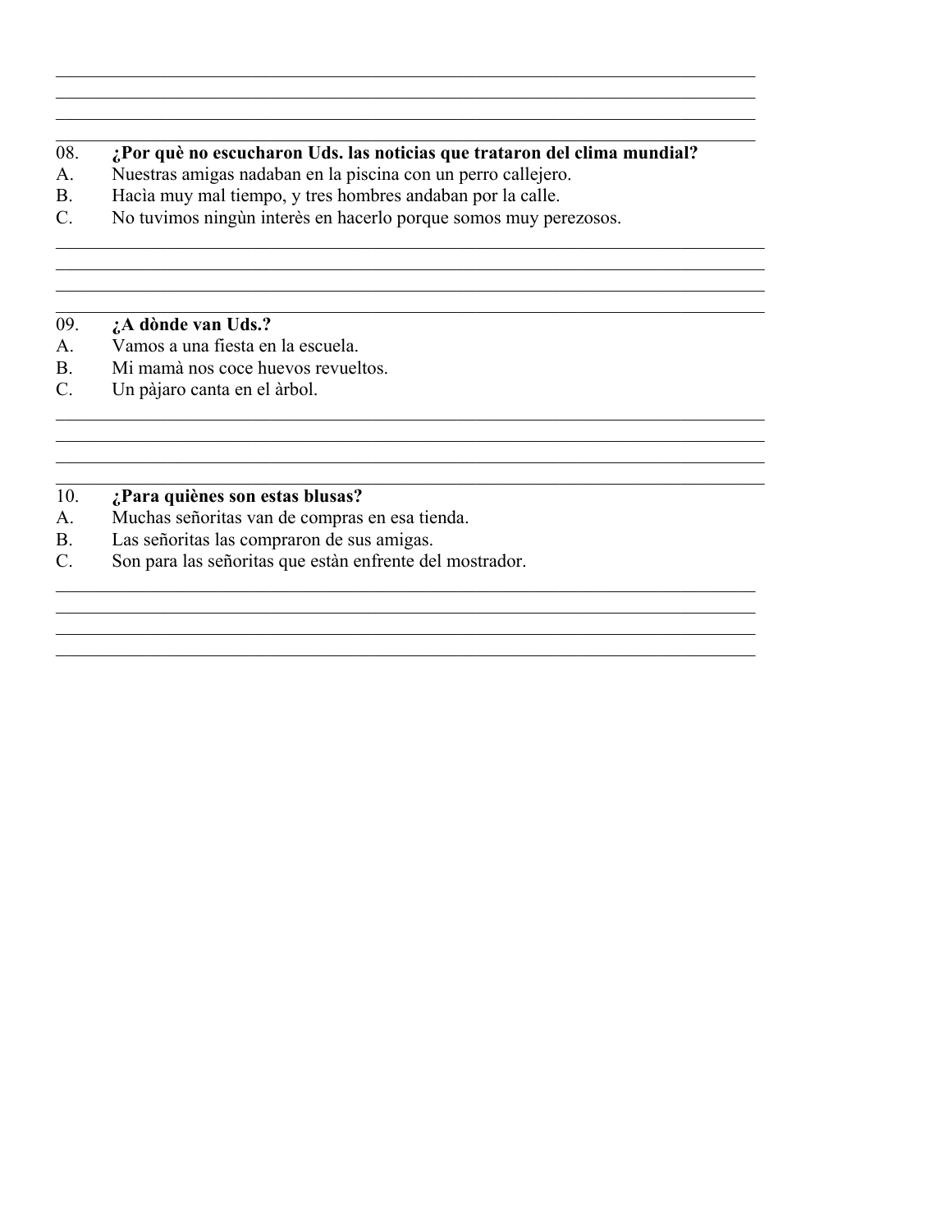08. **¿Por què no escucharon Uds. las noticias que trataron del clima mundial?**

A. Nuestras amigas nadaban en la piscina con un perro callejero.

B. Hacìa muy mal tiempo, y tres hombres andaban por la calle.

C. No tuvimos ningùn interès en hacerlo porque somos muy perezosos.

09. **¿A dònde van Uds.?**

A. Vamos a una fiesta en la escuela.

B. Mi mamà nos coce huevos revueltos.

C. Un pàjaro canta en el àrbol.

10. **¿Para quiènes son estas blusas?**

A. Muchas señoritas van de compras en esa tienda.

B. Las señoritas las compraron de sus amigas.

C. Son para las señoritas que estàn enfrente del mostrador.